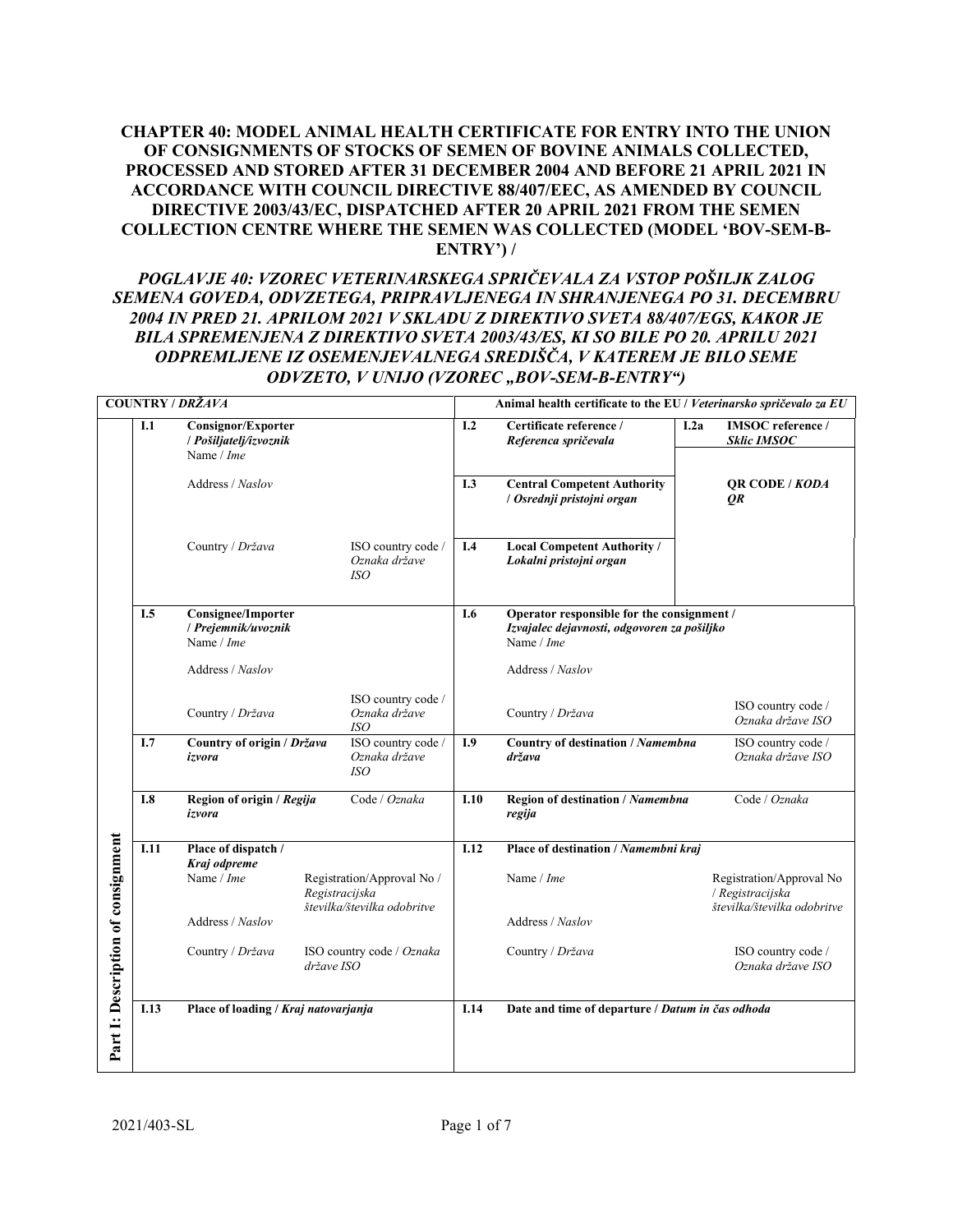**CHAPTER 40: MODEL ANIMAL HEALTH CERTIFICATE FOR ENTRY INTO THE UNION OF CONSIGNMENTS OF STOCKS OF SEMEN OF BOVINE ANIMALS COLLECTED, PROCESSED AND STORED AFTER 31 DECEMBER 2004 AND BEFORE 21 APRIL 2021 IN ACCORDANCE WITH COUNCIL DIRECTIVE 88/407/EEC, AS AMENDED BY COUNCIL DIRECTIVE 2003/43/EC, DISPATCHED AFTER 20 APRIL 2021 FROM THE SEMEN COLLECTION CENTRE WHERE THE SEMEN WAS COLLECTED (MODEL 'BOV-SEM-B-ENTRY') /**

***POGLAVJE 40: VZOREC VETERINARSKEGA SPRIČEVALA ZA VSTOP POŠILJK ZALOG SEMENA GOVEDA, ODVZETEGA, PRIPRAVLJENEGA IN SHRANJENEGA PO 31. DECEMBRU 2004 IN PRED 21. APRILOM 2021 V SKLADU Z DIREKTIVO SVETA 88/407/EGS, KAKOR JE BILA SPREMENJENA Z DIREKTIVO SVETA 2003/43/ES, KI SO BILE PO 20. APRILU 2021 ODPREMLJENE IZ OSEMENJEVALNEGA SREDIŠČA, V KATEREM JE BILO SEME ODVZETO, V UNIJO (VZOREC „BOV-SEM-B-ENTRY")***

| COUNTRY / *DRŽAVA* | | | Animal health certificate to the EU / *Veterinarsko spričevalo za EU* | | |
|---|---|---|---|---|---|
| **Part I: Description of consignment** | **I.1** | **Consignor/Exporter / *Pošiljatelj/izvoznik***<br>Name / *Ime*<br>Address / *Naslov*<br>Country / *Država* — ISO country code / *Oznaka države ISO* | **I.2** | **Certificate reference / *Referenca spričevala*** | **I.2a IMSOC reference / *Sklic IMSOC*** |
| | | | **I.3** | **Central Competent Authority / *Osrednji pristojni organ*** | **QR CODE / *KODA QR*** |
| | | | **I.4** | **Local Competent Authority / *Lokalni pristojni organ*** | |
| | **I.5** | **Consignee/Importer / *Prejemnik/uvoznik***<br>Name / *Ime*<br>Address / *Naslov*<br>Country / *Država* — ISO country code / *Oznaka države ISO* | **I.6** | **Operator responsible for the consignment / *Izvajalec dejavnosti, odgovoren za pošiljko***<br>Name / *Ime*<br>Address / *Naslov*<br>Country / *Država* — ISO country code / *Oznaka države ISO* | |
| | **I.7** | **Country of origin / *Država izvora*** — ISO country code / *Oznaka države ISO* | **I.9** | **Country of destination / *Namembna država*** — ISO country code / *Oznaka države ISO* | |
| | **I.8** | **Region of origin / *Regija izvora*** — Code / *Oznaka* | **I.10** | **Region of destination / *Namembna regija*** — Code / *Oznaka* | |
| | **I.11** | **Place of dispatch / *Kraj odpreme***<br>Name / *Ime* — Registration/Approval No / *Registracijska številka/številka odobritve*<br>Address / *Naslov*<br>Country / *Država* — ISO country code / *Oznaka države ISO* | **I.12** | **Place of destination / *Namembni kraj***<br>Name / *Ime* — Registration/Approval No / *Registracijska številka/številka odobritve*<br>Address / *Naslov*<br>Country / *Država* — ISO country code / *Oznaka države ISO* | |
| | **I.13** | **Place of loading / *Kraj natovarjanja*** | **I.14** | **Date and time of departure / *Datum in čas odhoda*** | |

2021/403-SL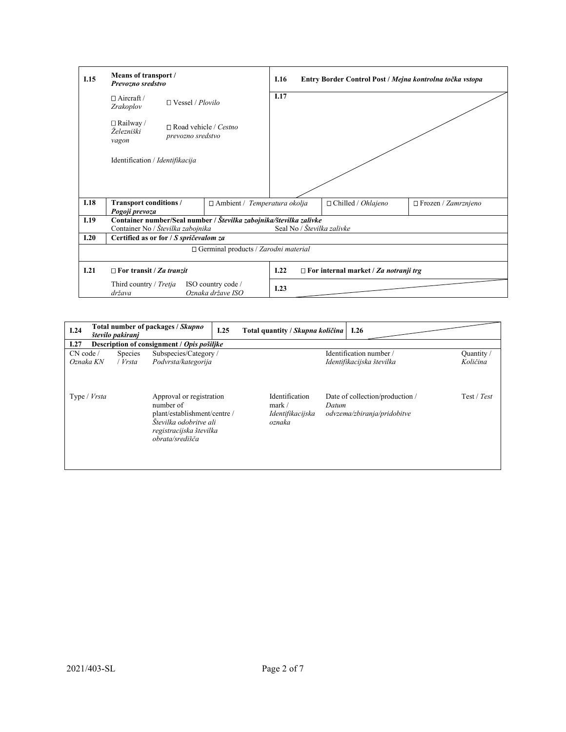| I.15 | **Means of transport /** ***Prevozno sredstvo*** | | I.16 | **Entry Border Control Post /** ***Mejna kontrolna točka vstopa*** | |
|---|---|---|---|---|---|
| | ☐ Aircraft / *Zrakoplov* | ☐ Vessel / *Plovilo* | I.17 | | |
| | ☐ Railway / *Železniški vagon* | ☐ Road vehicle / *Cestno prevozno sredstvo* | | | |
| | Identification / *Identifikacija* | | | | |
| I.18 | **Transport conditions /** ***Pogoji prevoza*** | ☐ Ambient / *Temperatura okolja* | | ☐ Chilled / *Ohlajeno* | ☐ Frozen / *Zamrznjeno* |
| I.19 | **Container number/Seal number /** ***Številka zabojnika/številka zalivke*** | | | | |
| | Container No / *Številka zabojnika* | | Seal No / *Številka zalivke* | | |
| I.20 | **Certified as or for /** ***S spričevalom za*** | | | | |
| | ☐ Germinal products / *Zarodni material* | | | | |
| I.21 | ☐ **For transit /** ***Za tranzit*** | | I.22 | ☐ **For internal market /** ***Za notranji trg*** | |
| | Third country / *Tretja država* | ISO country code / *Oznaka države ISO* | I.23 | | |

| I.24 | **Total number of packages /** ***Skupno število pakiranj*** | | I.25 | **Total quantity /** ***Skupna količina*** | I.26 | |
|---|---|---|---|---|---|---|
| I.27 | **Description of consignment /** ***Opis pošiljke*** | | | | | |
| CN code / *Oznaka KN* | Species / *Vrsta* | Subspecies/Category / *Podvrsta/kategorija* | | | Identification number / *Identifikacijska številka* | Quantity / *Količina* |
| Type / *Vrsta* | | Approval or registration number of plant/establishment/centre / *Številka odobritve ali registracijska številka obrata/središča* | | Identification mark / *Identifikacijska oznaka* | Date of collection/production / *Datum odvzema/zbiranja/pridobitve* | Test / *Test* |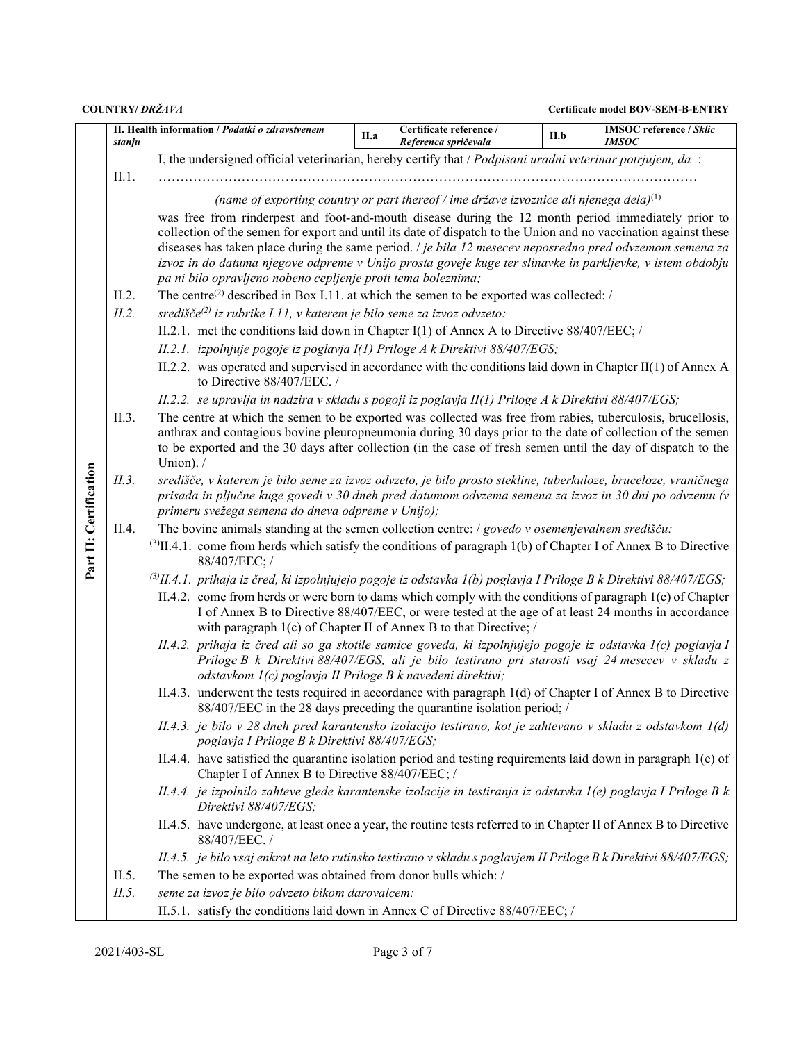**COUNTRY/ *DRŽAVA*** **Certificate model BOV-SEM-B-ENTRY**

| **II. Health information / *Podatki o zdravstvenem stanju*** | **II.a** | **Certificate reference / *Referenca spričevala*** | **II.b** | **IMSOC reference / *Sklic IMSOC*** |
|---|---|---|---|---|

**Part II: Certification**

I, the undersigned official veterinarian, hereby certify that / *Podpisani uradni veterinar potrjujem, da* :

II.1. ……………………………………………………………………………………………………………

*(name of exporting country or part thereof / ime države izvoznice ali njenega dela)*(1)

was free from rinderpest and foot-and-mouth disease during the 12 month period immediately prior to collection of the semen for export and until its date of dispatch to the Union and no vaccination against these diseases has taken place during the same period. / *je bila 12 mesecev neposredno pred odvzemom semena za izvoz in do datuma njegove odpreme v Unijo prosta goveje kuge ter slinavke in parkljevke, v istem obdobju pa ni bilo opravljeno nobeno cepljenje proti tema boleznima;*

II.2. The centre(2) described in Box I.11. at which the semen to be exported was collected: /

*II.2. središče(2) iz rubrike I.11, v katerem je bilo seme za izvoz odvzeto:*

II.2.1. met the conditions laid down in Chapter I(1) of Annex A to Directive 88/407/EEC; /

*II.2.1. izpolnjuje pogoje iz poglavja I(1) Priloge A k Direktivi 88/407/EGS;*

II.2.2. was operated and supervised in accordance with the conditions laid down in Chapter II(1) of Annex A to Directive 88/407/EEC. /

*II.2.2. se upravlja in nadzira v skladu s pogoji iz poglavja II(1) Priloge A k Direktivi 88/407/EGS;*

II.3. The centre at which the semen to be exported was collected was free from rabies, tuberculosis, brucellosis, anthrax and contagious bovine pleuropneumonia during 30 days prior to the date of collection of the semen to be exported and the 30 days after collection (in the case of fresh semen until the day of dispatch to the Union). /

*II.3. središče, v katerem je bilo seme za izvoz odvzeto, je bilo prosto stekline, tuberkuloze, bruceloze, vraničnega prisada in pljučne kuge govedi v 30 dneh pred datumom odvzema semena za izvoz in 30 dni po odvzemu (v primeru svežega semena do dneva odpreme v Unijo);*

II.4. The bovine animals standing at the semen collection centre: / *govedo v osemenjevalnem središču:*

(3)II.4.1. come from herds which satisfy the conditions of paragraph 1(b) of Chapter I of Annex B to Directive 88/407/EEC; /

*(3)II.4.1. prihaja iz čred, ki izpolnjujejo pogoje iz odstavka 1(b) poglavja I Priloge B k Direktivi 88/407/EGS;*

II.4.2. come from herds or were born to dams which comply with the conditions of paragraph 1(c) of Chapter I of Annex B to Directive 88/407/EEC, or were tested at the age of at least 24 months in accordance with paragraph 1(c) of Chapter II of Annex B to that Directive; /

*II.4.2. prihaja iz čred ali so ga skotile samice goveda, ki izpolnjujejo pogoje iz odstavka 1(c) poglavja I Priloge B k Direktivi 88/407/EGS, ali je bilo testirano pri starosti vsaj 24 mesecev v skladu z odstavkom 1(c) poglavja II Priloge B k navedeni direktivi;*

II.4.3. underwent the tests required in accordance with paragraph 1(d) of Chapter I of Annex B to Directive 88/407/EEC in the 28 days preceding the quarantine isolation period; /

*II.4.3. je bilo v 28 dneh pred karantensko izolacijo testirano, kot je zahtevano v skladu z odstavkom 1(d) poglavja I Priloge B k Direktivi 88/407/EGS;*

II.4.4. have satisfied the quarantine isolation period and testing requirements laid down in paragraph 1(e) of Chapter I of Annex B to Directive 88/407/EEC; /

*II.4.4. je izpolnilo zahteve glede karantenske izolacije in testiranja iz odstavka 1(e) poglavja I Priloge B k Direktivi 88/407/EGS;*

II.4.5. have undergone, at least once a year, the routine tests referred to in Chapter II of Annex B to Directive 88/407/EEC. /

*II.4.5. je bilo vsaj enkrat na leto rutinsko testirano v skladu s poglavjem II Priloge B k Direktivi 88/407/EGS;*

II.5. The semen to be exported was obtained from donor bulls which: /

*II.5. seme za izvoz je bilo odvzeto bikom darovalcem:*

II.5.1. satisfy the conditions laid down in Annex C of Directive 88/407/EEC; /

2021/403-SL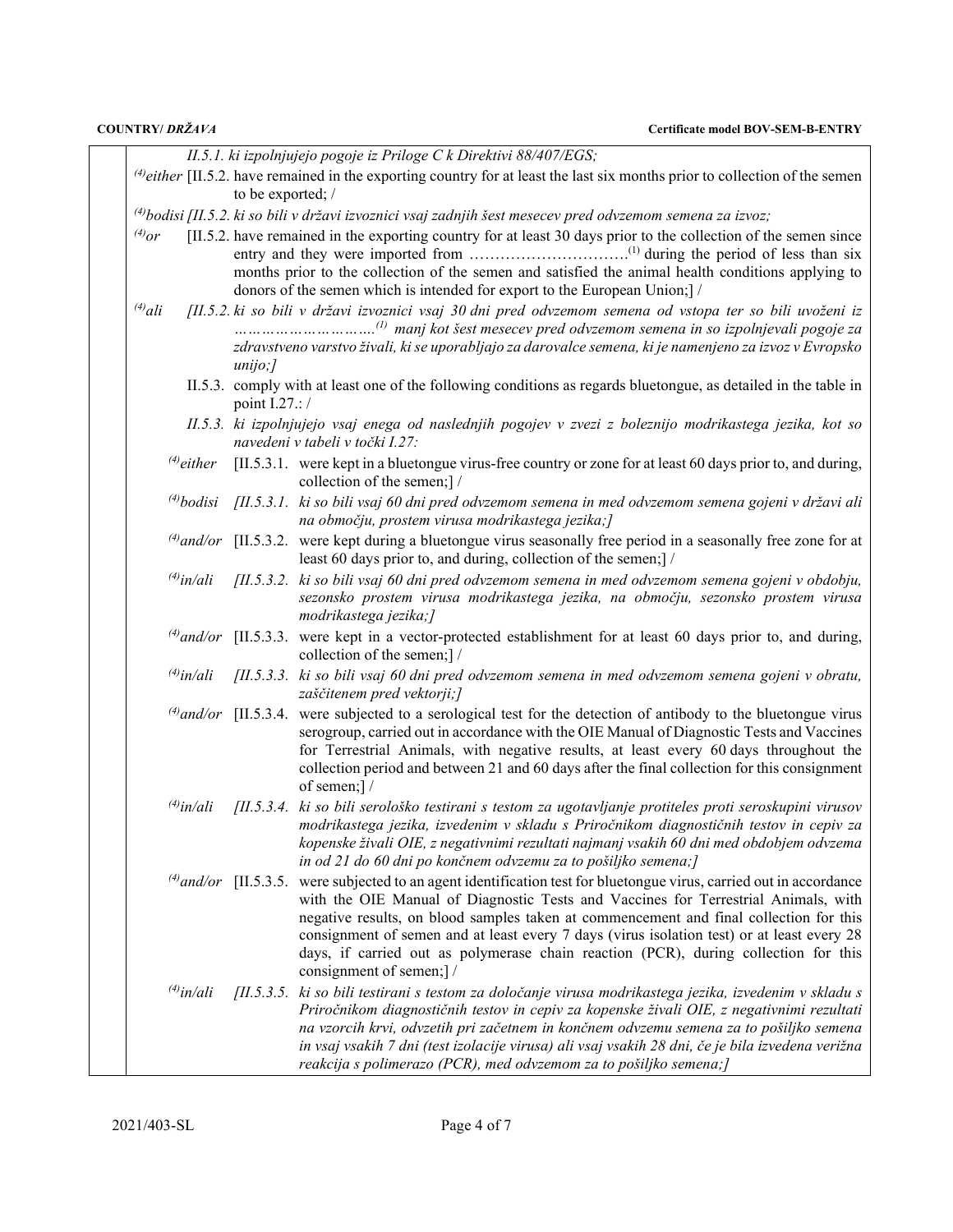*II.5.1. ki izpolnjujejo pogoje iz Priloge C k Direktivi 88/407/EGS;*

[4]either [II.5.2. have remained in the exporting country for at least the last six months prior to collection of the semen to be exported; /

*[4]bodisi [II.5.2. ki so bili v državi izvoznici vsaj zadnjih šest mesecev pred odvzemom semena za izvoz;*

[4]or [II.5.2. have remained in the exporting country for at least 30 days prior to the collection of the semen since entry and they were imported from …………………………[1] during the period of less than six months prior to the collection of the semen and satisfied the animal health conditions applying to donors of the semen which is intended for export to the European Union;] /

*[4]ali [II.5.2. ki so bili v državi izvoznici vsaj 30 dni pred odvzemom semena od vstopa ter so bili uvoženi iz …………………………[1] manj kot šest mesecev pred odvzemom semena in so izpolnjevali pogoje za zdravstveno varstvo živali, ki se uporabljajo za darovalce semena, ki je namenjeno za izvoz v Evropsko unijo;]*

II.5.3. comply with at least one of the following conditions as regards bluetongue, as detailed in the table in point I.27.: /

*II.5.3. ki izpolnjujejo vsaj enega od naslednjih pogojev v zvezi z boleznijo modrikastega jezika, kot so navedeni v tabeli v točki I.27:*

[4]either [II.5.3.1. were kept in a bluetongue virus-free country or zone for at least 60 days prior to, and during, collection of the semen;] /

*[4]bodisi [II.5.3.1. ki so bili vsaj 60 dni pred odvzemom semena in med odvzemom semena gojeni v državi ali na območju, prostem virusa modrikastega jezika;]*

[4]and/or [II.5.3.2. were kept during a bluetongue virus seasonally free period in a seasonally free zone for at least 60 days prior to, and during, collection of the semen;] /

*[4]in/ali [II.5.3.2. ki so bili vsaj 60 dni pred odvzemom semena in med odvzemom semena gojeni v obdobju, sezonsko prostem virusa modrikastega jezika, na območju, sezonsko prostem virusa modrikastega jezika;]*

[4]and/or [II.5.3.3. were kept in a vector-protected establishment for at least 60 days prior to, and during, collection of the semen;] /

*[4]in/ali [II.5.3.3. ki so bili vsaj 60 dni pred odvzemom semena in med odvzemom semena gojeni v obratu, zaščitenem pred vektorji;]*

[4]and/or [II.5.3.4. were subjected to a serological test for the detection of antibody to the bluetongue virus serogroup, carried out in accordance with the OIE Manual of Diagnostic Tests and Vaccines for Terrestrial Animals, with negative results, at least every 60 days throughout the collection period and between 21 and 60 days after the final collection for this consignment of semen;] /

*[4]in/ali [II.5.3.4. ki so bili serološko testirani s testom za ugotavljanje protiteles proti seroskupini virusov modrikastega jezika, izvedenim v skladu s Priročnikom diagnostičnih testov in cepiv za kopenske živali OIE, z negativnimi rezultati najmanj vsakih 60 dni med obdobjem odvzema in od 21 do 60 dni po končnem odvzemu za to pošiljko semena;]*

[4]and/or [II.5.3.5. were subjected to an agent identification test for bluetongue virus, carried out in accordance with the OIE Manual of Diagnostic Tests and Vaccines for Terrestrial Animals, with negative results, on blood samples taken at commencement and final collection for this consignment of semen and at least every 7 days (virus isolation test) or at least every 28 days, if carried out as polymerase chain reaction (PCR), during collection for this consignment of semen;] /

*[4]in/ali [II.5.3.5. ki so bili testirani s testom za določanje virusa modrikastega jezika, izvedenim v skladu s Priročnikom diagnostičnih testov in cepiv za kopenske živali OIE, z negativnimi rezultati na vzorcih krvi, odvzetih pri začetnem in končnem odvzemu semena za to pošiljko semena in vsaj vsakih 7 dni (test izolacije virusa) ali vsaj vsakih 28 dni, če je bila izvedena verižna reakcija s polimerazo (PCR), med odvzemom za to pošiljko semena;]*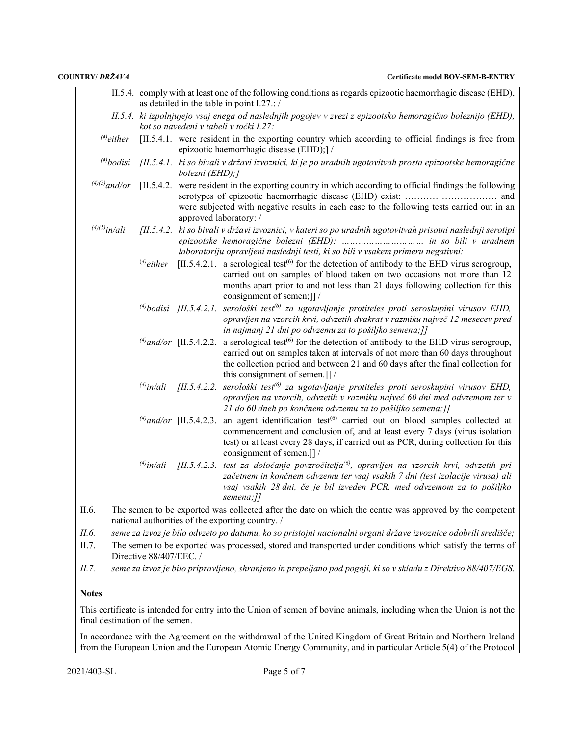II.5.4. comply with at least one of the following conditions as regards epizootic haemorrhagic disease (EHD), as detailed in the table in point I.27.: /

*II.5.4. ki izpolnjujejo vsaj enega od naslednjih pogojev v zvezi z epizootsko hemoragično boleznijo (EHD), kot so navedeni v tabeli v točki I.27:*

(4)either [II.5.4.1. were resident in the exporting country which according to official findings is free from epizootic haemorrhagic disease (EHD);] /

*(4)bodisi [II.5.4.1. ki so bivali v državi izvoznici, ki je po uradnih ugotovitvah prosta epizootske hemoragične bolezni (EHD);]*

(4)(5)and/or [II.5.4.2. were resident in the exporting country in which according to official findings the following serotypes of epizootic haemorrhagic disease (EHD) exist: ………………………… and were subjected with negative results in each case to the following tests carried out in an approved laboratory: /

*(4)(5)in/ali [II.5.4.2. ki so bivali v državi izvoznici, v kateri so po uradnih ugotovitvah prisotni naslednji serotipi epizootske hemoragične bolezni (EHD): ……………………… in so bili v uradnem laboratoriju opravljeni naslednji testi, ki so bili v vsakem primeru negativni:*

(4)either [II.5.4.2.1. a serological test(6) for the detection of antibody to the EHD virus serogroup, carried out on samples of blood taken on two occasions not more than 12 months apart prior to and not less than 21 days following collection for this consignment of semen;]] /

*(4)bodisi [II.5.4.2.1. serološki test(6) za ugotavljanje protiteles proti seroskupini virusov EHD, opravljen na vzorcih krvi, odvzetih dvakrat v razmiku največ 12 mesecev pred in najmanj 21 dni po odvzemu za to pošiljko semena;]]*

(4)and/or [II.5.4.2.2. a serological test(6) for the detection of antibody to the EHD virus serogroup, carried out on samples taken at intervals of not more than 60 days throughout the collection period and between 21 and 60 days after the final collection for this consignment of semen.]] /

*(4)in/ali [II.5.4.2.2. serološki test(6) za ugotavljanje protiteles proti seroskupini virusov EHD, opravljen na vzorcih, odvzetih v razmiku največ 60 dni med odvzemom ter v 21 do 60 dneh po končnem odvzemu za to pošiljko semena;]]*

(4)and/or [II.5.4.2.3. an agent identification test(6) carried out on blood samples collected at commencement and conclusion of, and at least every 7 days (virus isolation test) or at least every 28 days, if carried out as PCR, during collection for this consignment of semen.]] /

*(4)in/ali [II.5.4.2.3. test za določanje povzročitelja(6), opravljen na vzorcih krvi, odvzetih pri začetnem in končnem odvzemu ter vsaj vsakih 7 dni (test izolacije virusa) ali vsaj vsakih 28 dni, če je bil izveden PCR, med odvzemom za to pošiljko semena;]]*

II.6. The semen to be exported was collected after the date on which the centre was approved by the competent national authorities of the exporting country. /

*II.6. seme za izvoz je bilo odvzeto po datumu, ko so pristojni nacionalni organi države izvoznice odobrili središče;*

II.7. The semen to be exported was processed, stored and transported under conditions which satisfy the terms of Directive 88/407/EEC. /

*II.7. seme za izvoz je bilo pripravljeno, shranjeno in prepeljano pod pogoji, ki so v skladu z Direktivo 88/407/EGS.*

**Notes**

This certificate is intended for entry into the Union of semen of bovine animals, including when the Union is not the final destination of the semen.

In accordance with the Agreement on the withdrawal of the United Kingdom of Great Britain and Northern Ireland from the European Union and the European Atomic Energy Community, and in particular Article 5(4) of the Protocol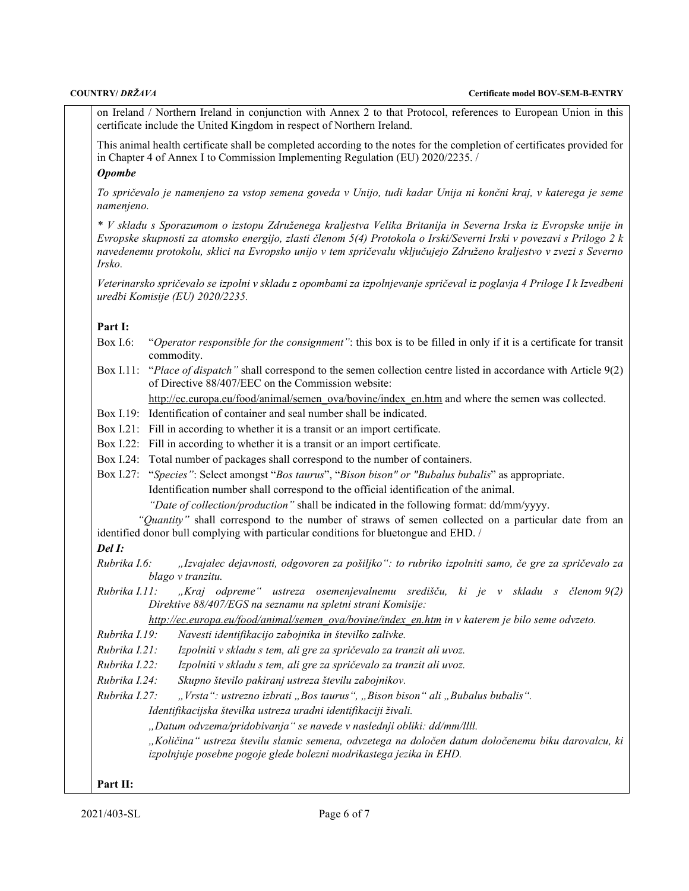on Ireland / Northern Ireland in conjunction with Annex 2 to that Protocol, references to European Union in this certificate include the United Kingdom in respect of Northern Ireland.

This animal health certificate shall be completed according to the notes for the completion of certificates provided for in Chapter 4 of Annex I to Commission Implementing Regulation (EU) 2020/2235. /

***Opombe***

*To spričevalo je namenjeno za vstop semena goveda v Unijo, tudi kadar Unija ni končni kraj, v katerega je seme namenjeno.*

*\* V skladu s Sporazumom o izstopu Združenega kraljestva Velika Britanija in Severna Irska iz Evropske unije in Evropske skupnosti za atomsko energijo, zlasti členom 5(4) Protokola o Irski/Severni Irski v povezavi s Prilogo 2 k navedenemu protokolu, sklici na Evropsko unijo v tem spričevalu vključujejo Združeno kraljestvo v zvezi s Severno Irsko.*

*Veterinarsko spričevalo se izpolni v skladu z opombami za izpolnjevanje spričeval iz poglavja 4 Priloge I k Izvedbeni uredbi Komisije (EU) 2020/2235.*

**Part I:**

Box I.6: "*Operator responsible for the consignment"*: this box is to be filled in only if it is a certificate for transit commodity.

Box I.11: "*Place of dispatch"* shall correspond to the semen collection centre listed in accordance with Article 9(2) of Directive 88/407/EEC on the Commission website: http://ec.europa.eu/food/animal/semen_ova/bovine/index_en.htm and where the semen was collected.

Box I.19: Identification of container and seal number shall be indicated.

Box I.21: Fill in according to whether it is a transit or an import certificate.

Box I.22: Fill in according to whether it is a transit or an import certificate.

Box I.24: Total number of packages shall correspond to the number of containers.

Box I.27: "*Species"*: Select amongst "*Bos taurus*", "*Bison bison" or "Bubalus bubalis*" as appropriate.
Identification number shall correspond to the official identification of the animal.
*"Date of collection/production"* shall be indicated in the following format: dd/mm/yyyy.
*"Quantity"* shall correspond to the number of straws of semen collected on a particular date from an identified donor bull complying with particular conditions for bluetongue and EHD. /

***Del I:***

*Rubrika I.6: „Izvajalec dejavnosti, odgovoren za pošiljko": to rubriko izpolniti samo, če gre za spričevalo za blago v tranzitu.*

*Rubrika I.11: „Kraj odpreme" ustreza osemenjevalnemu središču, ki je v skladu s členom 9(2) Direktive 88/407/EGS na seznamu na spletni strani Komisije: http://ec.europa.eu/food/animal/semen_ova/bovine/index_en.htm in v katerem je bilo seme odvzeto.*

*Rubrika I.19: Navesti identifikacijo zabojnika in številko zalivke.*

*Rubrika I.21: Izpolniti v skladu s tem, ali gre za spričevalo za tranzit ali uvoz.*

*Rubrika I.22: Izpolniti v skladu s tem, ali gre za spričevalo za tranzit ali uvoz.*

*Rubrika I.24: Skupno število pakiranj ustreza številu zabojnikov.*

*Rubrika I.27: „Vrsta": ustrezno izbrati „Bos taurus", „Bison bison" ali „Bubalus bubalis".*
*Identifikacijska številka ustreza uradni identifikaciji živali.*
*„Datum odvzema/pridobivanja" se navede v naslednji obliki: dd/mm/llll.*
*„Količina" ustreza številu slamic semena, odvzetega na določen datum določenemu biku darovalcu, ki izpolnjuje posebne pogoje glede bolezni modrikastega jezika in EHD.*

**Part II:**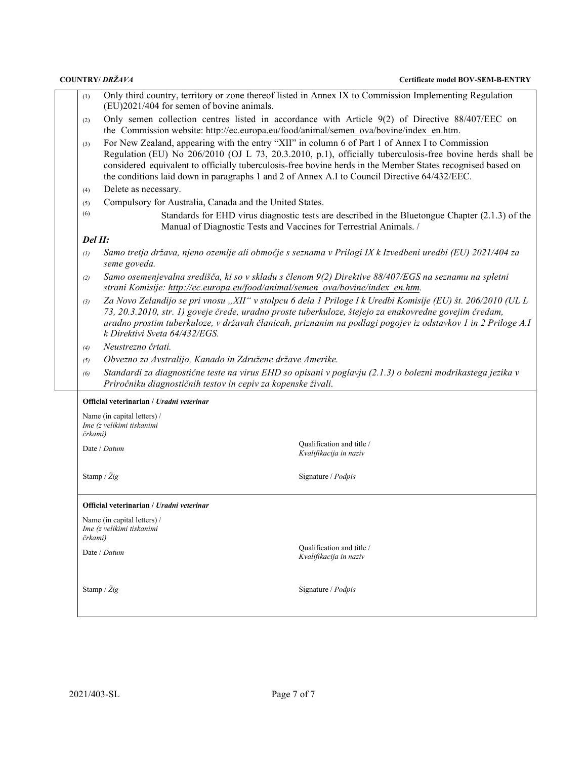(1) Only third country, territory or zone thereof listed in Annex IX to Commission Implementing Regulation (EU)2021/404 for semen of bovine animals.

(2) Only semen collection centres listed in accordance with Article 9(2) of Directive 88/407/EEC on the Commission website: http://ec.europa.eu/food/animal/semen_ova/bovine/index_en.htm.

(3) For New Zealand, appearing with the entry "XII" in column 6 of Part 1 of Annex I to Commission Regulation (EU) No 206/2010 (OJ L 73, 20.3.2010, p.1), officially tuberculosis-free bovine herds shall be considered equivalent to officially tuberculosis-free bovine herds in the Member States recognised based on the conditions laid down in paragraphs 1 and 2 of Annex A.I to Council Directive 64/432/EEC.

(4) Delete as necessary.

(5) Compulsory for Australia, Canada and the United States.

(6) Standards for EHD virus diagnostic tests are described in the Bluetongue Chapter (2.1.3) of the Manual of Diagnostic Tests and Vaccines for Terrestrial Animals. /

***Del II:***

*(1) Samo tretja država, njeno ozemlje ali območje s seznama v Prilogi IX k Izvedbeni uredbi (EU) 2021/404 za seme goveda.*

*(2) Samo osemenjevalna središča, ki so v skladu s členom 9(2) Direktive 88/407/EGS na seznamu na spletni strani Komisije: http://ec.europa.eu/food/animal/semen_ova/bovine/index_en.htm.*

*(3) Za Novo Zelandijo se pri vnosu „XII" v stolpcu 6 dela 1 Priloge I k Uredbi Komisije (EU) št. 206/2010 (UL L 73, 20.3.2010, str. 1) goveje črede, uradno proste tuberkuloze, štejejo za enakovredne govejim čredam, uradno prostim tuberkuloze, v državah članicah, priznanim na podlagi pogojev iz odstavkov 1 in 2 Priloge A.I k Direktivi Sveta 64/432/EGS.*

*(4) Neustrezno črtati.*

*(5) Obvezno za Avstralijo, Kanado in Združene države Amerike.*

*(6) Standardi za diagnostične teste na virus EHD so opisani v poglavju (2.1.3) o bolezni modrikastega jezika v Priročniku diagnostičnih testov in cepiv za kopenske živali.*

**Official veterinarian / *Uradni veterinar***

Name (in capital letters) / *Ime (z velikimi tiskanimi črkami)*

Date / *Datum*

Qualification and title / *Kvalifikacija in naziv*

Stamp / *Žig*

Signature / *Podpis*

**Official veterinarian / *Uradni veterinar***

Name (in capital letters) / *Ime (z velikimi tiskanimi črkami)*

Date / *Datum*

Qualification and title / *Kvalifikacija in naziv*

Stamp / *Žig*

Signature / *Podpis*